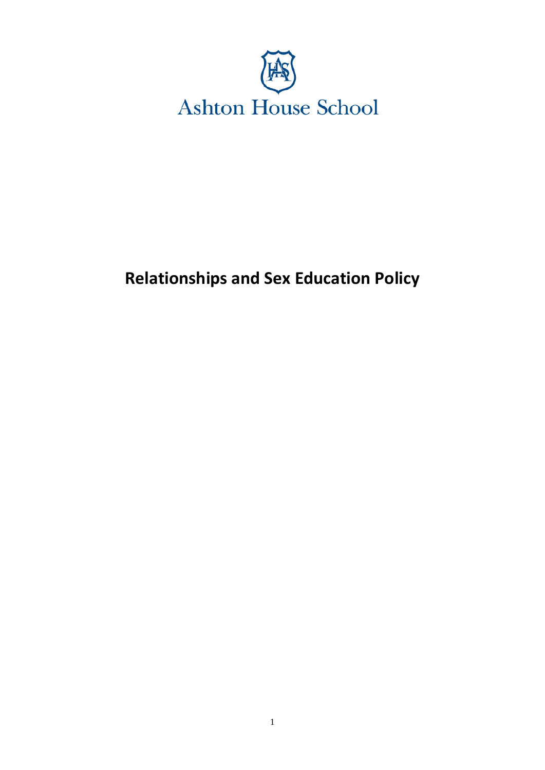Ashton House School

# Relationships and Sex Education Policy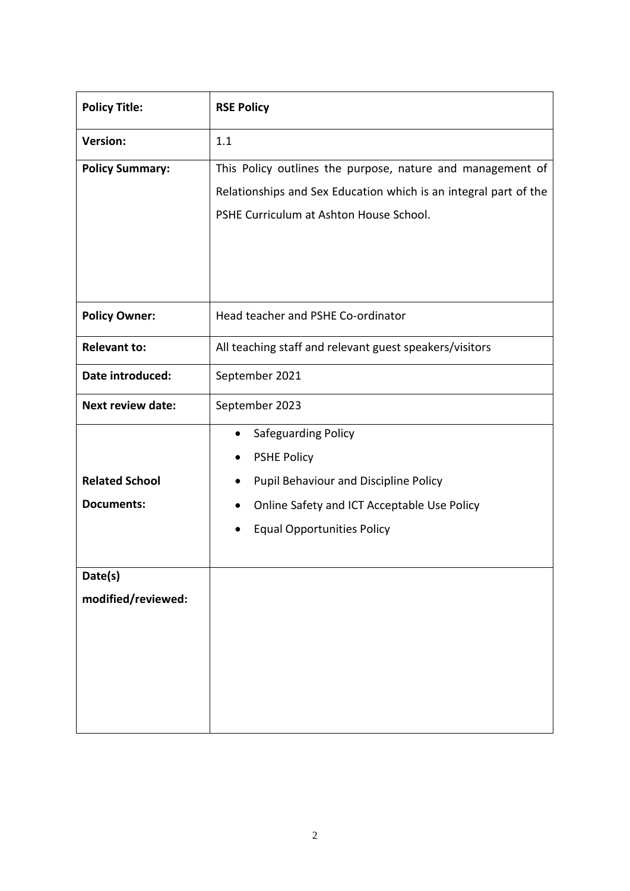| **Policy Title:** | **RSE Policy** |
|---|---|
| **Version:** | 1.1 |
| **Policy Summary:** | This Policy outlines the purpose, nature and management of Relationships and Sex Education which is an integral part of the PSHE Curriculum at Ashton House School. |
| **Policy Owner:** | Head teacher and PSHE Co-ordinator |
| **Relevant to:** | All teaching staff and relevant guest speakers/visitors |
| **Date introduced:** | September 2021 |
| **Next review date:** | September 2023 |
| **Related School Documents:** | • Safeguarding Policy<br>• PSHE Policy<br>• Pupil Behaviour and Discipline Policy<br>• Online Safety and ICT Acceptable Use Policy<br>• Equal Opportunities Policy |
| **Date(s) modified/reviewed:** | |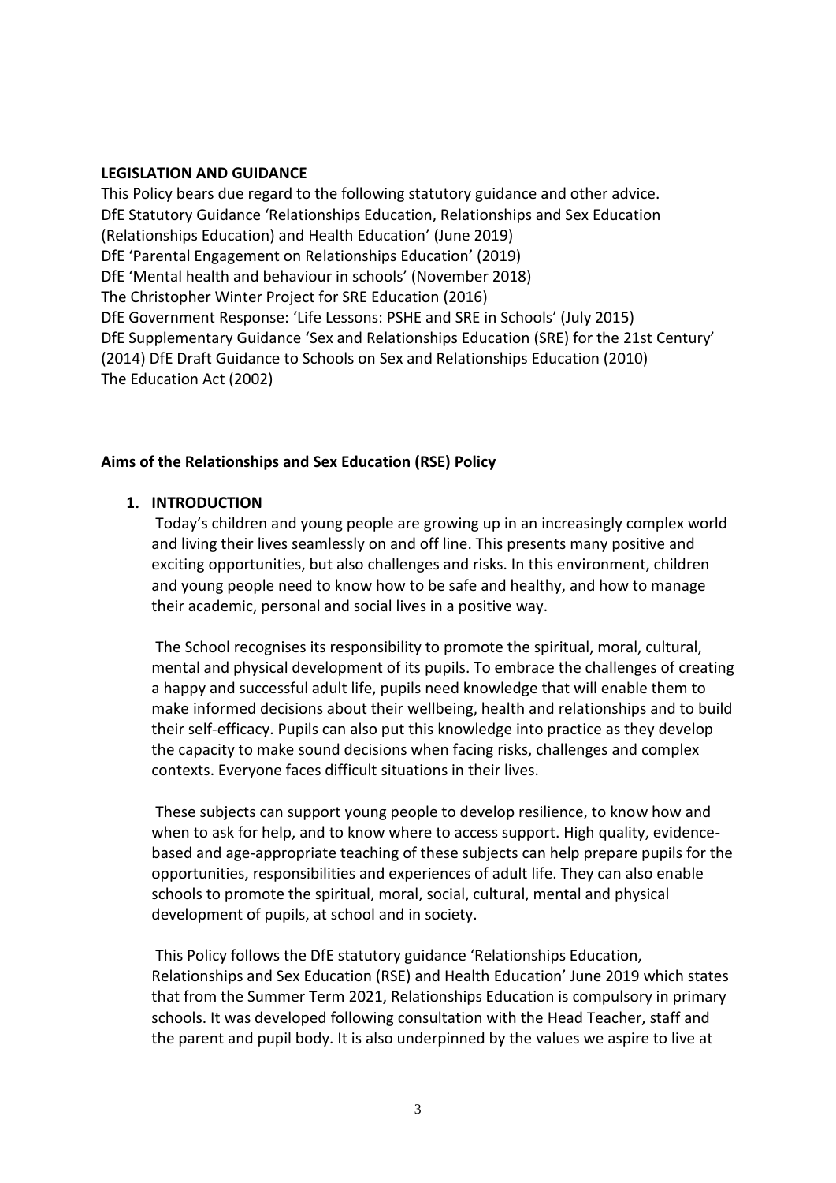**LEGISLATION AND GUIDANCE**

This Policy bears due regard to the following statutory guidance and other advice.
DfE Statutory Guidance 'Relationships Education, Relationships and Sex Education (Relationships Education) and Health Education' (June 2019)
DfE 'Parental Engagement on Relationships Education' (2019)
DfE 'Mental health and behaviour in schools' (November 2018)
The Christopher Winter Project for SRE Education (2016)
DfE Government Response: 'Life Lessons: PSHE and SRE in Schools' (July 2015)
DfE Supplementary Guidance 'Sex and Relationships Education (SRE) for the 21st Century' (2014) DfE Draft Guidance to Schools on Sex and Relationships Education (2010)
The Education Act (2002)

**Aims of the Relationships and Sex Education (RSE) Policy**

1. **INTRODUCTION**

   Today's children and young people are growing up in an increasingly complex world and living their lives seamlessly on and off line. This presents many positive and exciting opportunities, but also challenges and risks. In this environment, children and young people need to know how to be safe and healthy, and how to manage their academic, personal and social lives in a positive way.

   The School recognises its responsibility to promote the spiritual, moral, cultural, mental and physical development of its pupils. To embrace the challenges of creating a happy and successful adult life, pupils need knowledge that will enable them to make informed decisions about their wellbeing, health and relationships and to build their self-efficacy. Pupils can also put this knowledge into practice as they develop the capacity to make sound decisions when facing risks, challenges and complex contexts. Everyone faces difficult situations in their lives.

   These subjects can support young people to develop resilience, to know how and when to ask for help, and to know where to access support. High quality, evidence-based and age-appropriate teaching of these subjects can help prepare pupils for the opportunities, responsibilities and experiences of adult life. They can also enable schools to promote the spiritual, moral, social, cultural, mental and physical development of pupils, at school and in society.

   This Policy follows the DfE statutory guidance 'Relationships Education, Relationships and Sex Education (RSE) and Health Education' June 2019 which states that from the Summer Term 2021, Relationships Education is compulsory in primary schools. It was developed following consultation with the Head Teacher, staff and the parent and pupil body. It is also underpinned by the values we aspire to live at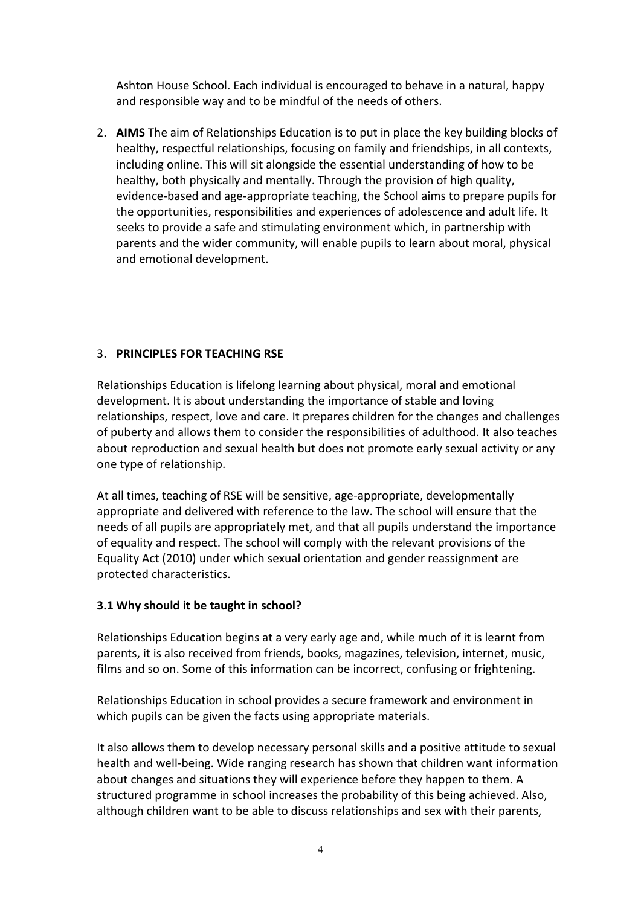Ashton House School. Each individual is encouraged to behave in a natural, happy and responsible way and to be mindful of the needs of others.

2. **AIMS** The aim of Relationships Education is to put in place the key building blocks of healthy, respectful relationships, focusing on family and friendships, in all contexts, including online. This will sit alongside the essential understanding of how to be healthy, both physically and mentally. Through the provision of high quality, evidence-based and age-appropriate teaching, the School aims to prepare pupils for the opportunities, responsibilities and experiences of adolescence and adult life. It seeks to provide a safe and stimulating environment which, in partnership with parents and the wider community, will enable pupils to learn about moral, physical and emotional development.

3. **PRINCIPLES FOR TEACHING RSE**

Relationships Education is lifelong learning about physical, moral and emotional development. It is about understanding the importance of stable and loving relationships, respect, love and care. It prepares children for the changes and challenges of puberty and allows them to consider the responsibilities of adulthood. It also teaches about reproduction and sexual health but does not promote early sexual activity or any one type of relationship.

At all times, teaching of RSE will be sensitive, age-appropriate, developmentally appropriate and delivered with reference to the law. The school will ensure that the needs of all pupils are appropriately met, and that all pupils understand the importance of equality and respect. The school will comply with the relevant provisions of the Equality Act (2010) under which sexual orientation and gender reassignment are protected characteristics.

**3.1 Why should it be taught in school?**

Relationships Education begins at a very early age and, while much of it is learnt from parents, it is also received from friends, books, magazines, television, internet, music, films and so on. Some of this information can be incorrect, confusing or frightening.

Relationships Education in school provides a secure framework and environment in which pupils can be given the facts using appropriate materials.

It also allows them to develop necessary personal skills and a positive attitude to sexual health and well-being. Wide ranging research has shown that children want information about changes and situations they will experience before they happen to them. A structured programme in school increases the probability of this being achieved. Also, although children want to be able to discuss relationships and sex with their parents,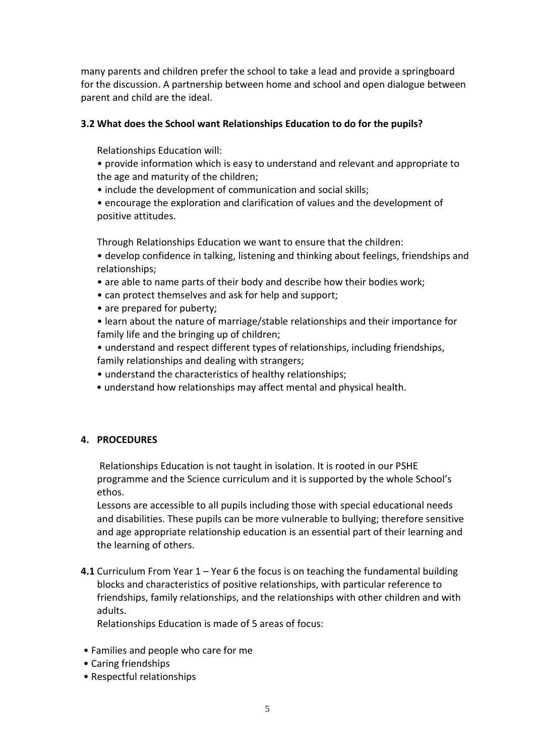many parents and children prefer the school to take a lead and provide a springboard for the discussion. A partnership between home and school and open dialogue between parent and child are the ideal.

### 3.2 What does the School want Relationships Education to do for the pupils?

Relationships Education will:

- provide information which is easy to understand and relevant and appropriate to the age and maturity of the children;
- include the development of communication and social skills;
- encourage the exploration and clarification of values and the development of positive attitudes.

Through Relationships Education we want to ensure that the children:

- develop confidence in talking, listening and thinking about feelings, friendships and relationships;
- are able to name parts of their body and describe how their bodies work;
- can protect themselves and ask for help and support;
- are prepared for puberty;
- learn about the nature of marriage/stable relationships and their importance for family life and the bringing up of children;
- understand and respect different types of relationships, including friendships, family relationships and dealing with strangers;
- understand the characteristics of healthy relationships;
- understand how relationships may affect mental and physical health.

## 4. PROCEDURES

Relationships Education is not taught in isolation. It is rooted in our PSHE programme and the Science curriculum and it is supported by the whole School's ethos.

Lessons are accessible to all pupils including those with special educational needs and disabilities. These pupils can be more vulnerable to bullying; therefore sensitive and age appropriate relationship education is an essential part of their learning and the learning of others.

**4.1** Curriculum From Year 1 – Year 6 the focus is on teaching the fundamental building blocks and characteristics of positive relationships, with particular reference to friendships, family relationships, and the relationships with other children and with adults.

Relationships Education is made of 5 areas of focus:

- Families and people who care for me
- Caring friendships
- Respectful relationships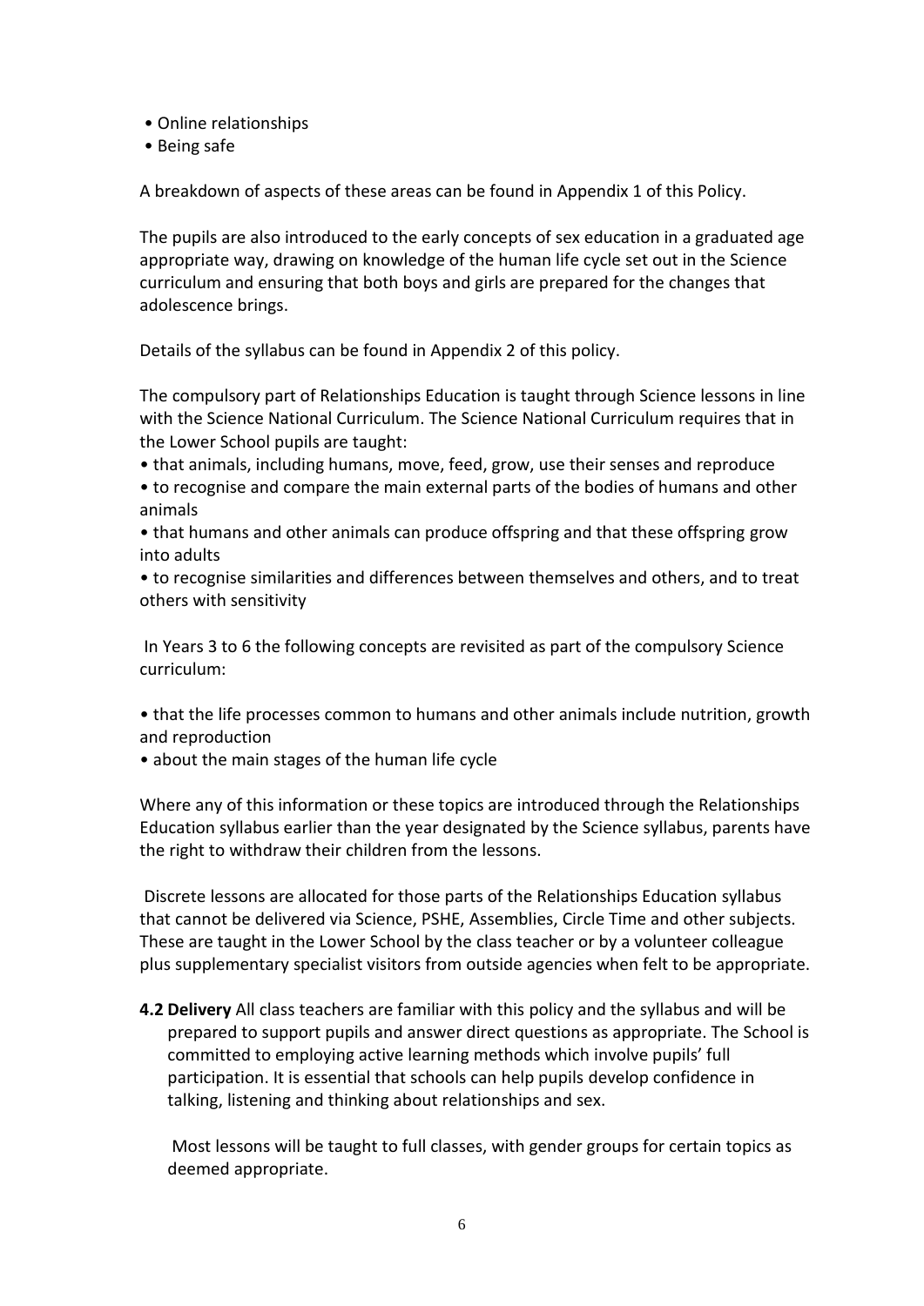- Online relationships
- Being safe

A breakdown of aspects of these areas can be found in Appendix 1 of this Policy.

The pupils are also introduced to the early concepts of sex education in a graduated age appropriate way, drawing on knowledge of the human life cycle set out in the Science curriculum and ensuring that both boys and girls are prepared for the changes that adolescence brings.

Details of the syllabus can be found in Appendix 2 of this policy.

The compulsory part of Relationships Education is taught through Science lessons in line with the Science National Curriculum. The Science National Curriculum requires that in the Lower School pupils are taught:

- that animals, including humans, move, feed, grow, use their senses and reproduce
- to recognise and compare the main external parts of the bodies of humans and other animals
- that humans and other animals can produce offspring and that these offspring grow into adults
- to recognise similarities and differences between themselves and others, and to treat others with sensitivity

In Years 3 to 6 the following concepts are revisited as part of the compulsory Science curriculum:

- that the life processes common to humans and other animals include nutrition, growth and reproduction
- about the main stages of the human life cycle

Where any of this information or these topics are introduced through the Relationships Education syllabus earlier than the year designated by the Science syllabus, parents have the right to withdraw their children from the lessons.

Discrete lessons are allocated for those parts of the Relationships Education syllabus that cannot be delivered via Science, PSHE, Assemblies, Circle Time and other subjects. These are taught in the Lower School by the class teacher or by a volunteer colleague plus supplementary specialist visitors from outside agencies when felt to be appropriate.

**4.2 Delivery** All class teachers are familiar with this policy and the syllabus and will be prepared to support pupils and answer direct questions as appropriate. The School is committed to employing active learning methods which involve pupils' full participation. It is essential that schools can help pupils develop confidence in talking, listening and thinking about relationships and sex.

Most lessons will be taught to full classes, with gender groups for certain topics as deemed appropriate.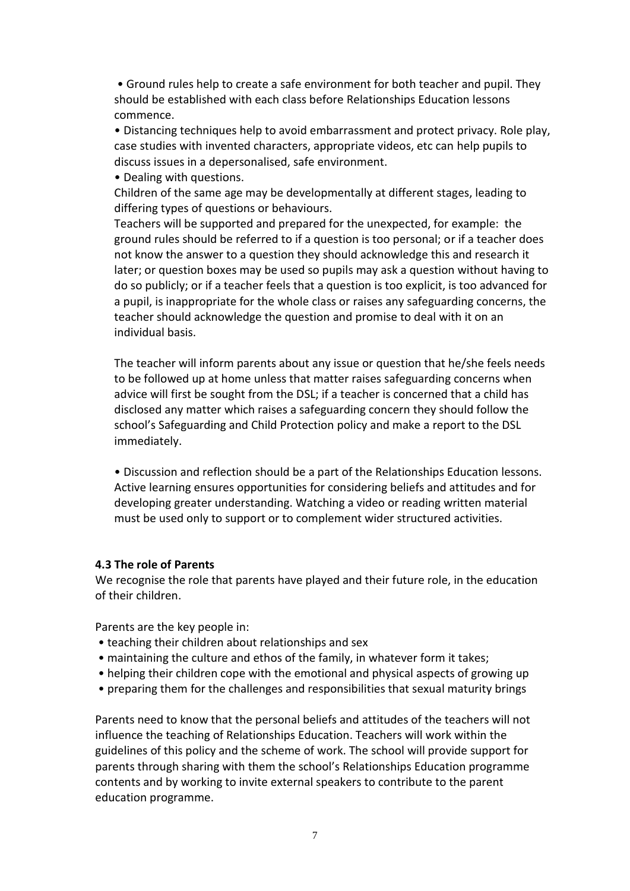- Ground rules help to create a safe environment for both teacher and pupil. They should be established with each class before Relationships Education lessons commence.
- Distancing techniques help to avoid embarrassment and protect privacy. Role play, case studies with invented characters, appropriate videos, etc can help pupils to discuss issues in a depersonalised, safe environment.
- Dealing with questions.

  Children of the same age may be developmentally at different stages, leading to differing types of questions or behaviours.

  Teachers will be supported and prepared for the unexpected, for example: the ground rules should be referred to if a question is too personal; or if a teacher does not know the answer to a question they should acknowledge this and research it later; or question boxes may be used so pupils may ask a question without having to do so publicly; or if a teacher feels that a question is too explicit, is too advanced for a pupil, is inappropriate for the whole class or raises any safeguarding concerns, the teacher should acknowledge the question and promise to deal with it on an individual basis.

  The teacher will inform parents about any issue or question that he/she feels needs to be followed up at home unless that matter raises safeguarding concerns when advice will first be sought from the DSL; if a teacher is concerned that a child has disclosed any matter which raises a safeguarding concern they should follow the school's Safeguarding and Child Protection policy and make a report to the DSL immediately.

- Discussion and reflection should be a part of the Relationships Education lessons. Active learning ensures opportunities for considering beliefs and attitudes and for developing greater understanding. Watching a video or reading written material must be used only to support or to complement wider structured activities.

### 4.3 The role of Parents

We recognise the role that parents have played and their future role, in the education of their children.

Parents are the key people in:

- teaching their children about relationships and sex
- maintaining the culture and ethos of the family, in whatever form it takes;
- helping their children cope with the emotional and physical aspects of growing up
- preparing them for the challenges and responsibilities that sexual maturity brings

Parents need to know that the personal beliefs and attitudes of the teachers will not influence the teaching of Relationships Education. Teachers will work within the guidelines of this policy and the scheme of work. The school will provide support for parents through sharing with them the school's Relationships Education programme contents and by working to invite external speakers to contribute to the parent education programme.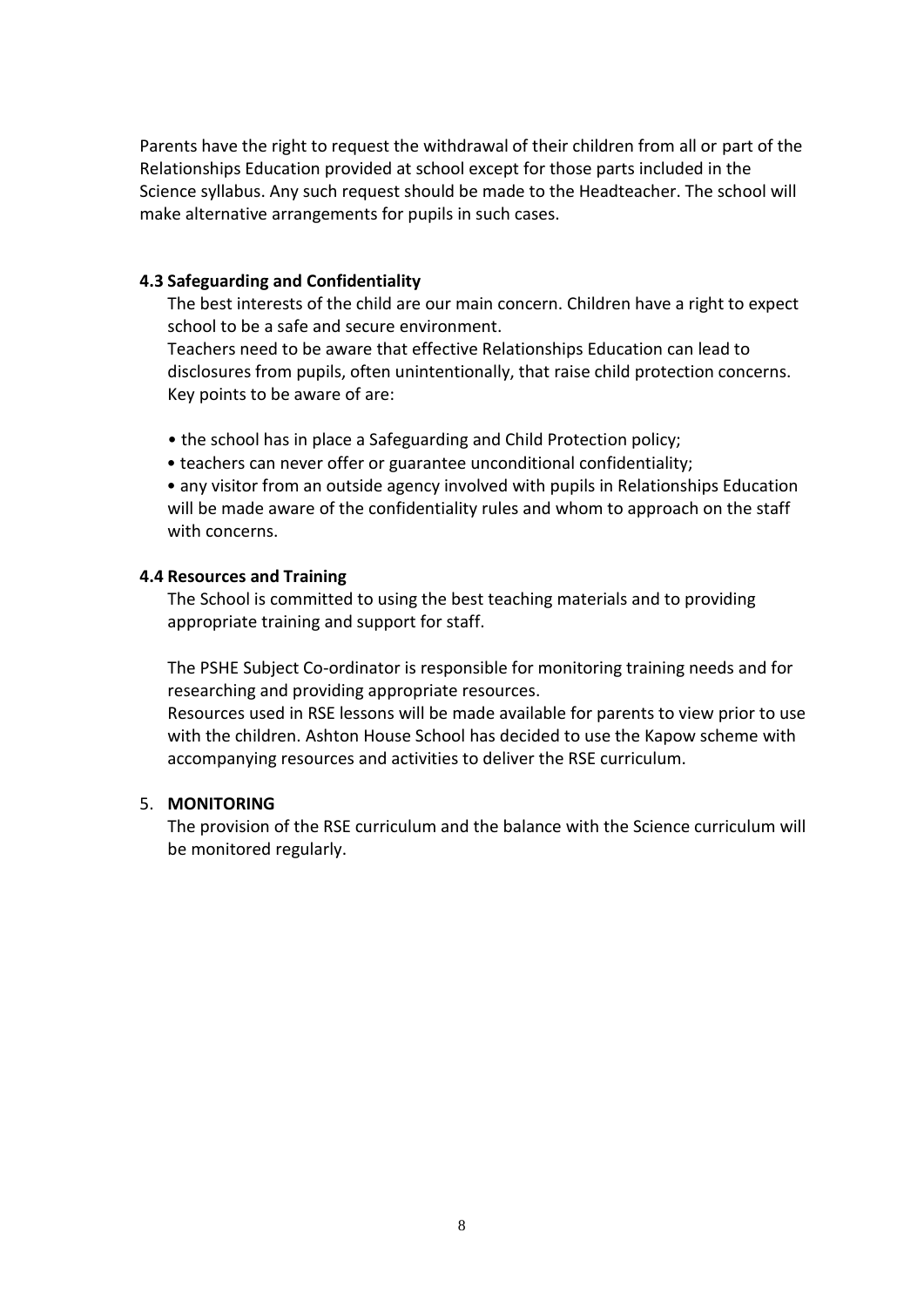Parents have the right to request the withdrawal of their children from all or part of the Relationships Education provided at school except for those parts included in the Science syllabus. Any such request should be made to the Headteacher. The school will make alternative arrangements for pupils in such cases.

### 4.3 Safeguarding and Confidentiality

The best interests of the child are our main concern. Children have a right to expect school to be a safe and secure environment.

Teachers need to be aware that effective Relationships Education can lead to disclosures from pupils, often unintentionally, that raise child protection concerns. Key points to be aware of are:

- the school has in place a Safeguarding and Child Protection policy;
- teachers can never offer or guarantee unconditional confidentiality;
- any visitor from an outside agency involved with pupils in Relationships Education will be made aware of the confidentiality rules and whom to approach on the staff with concerns.

### 4.4 Resources and Training

The School is committed to using the best teaching materials and to providing appropriate training and support for staff.

The PSHE Subject Co-ordinator is responsible for monitoring training needs and for researching and providing appropriate resources.

Resources used in RSE lessons will be made available for parents to view prior to use with the children. Ashton House School has decided to use the Kapow scheme with accompanying resources and activities to deliver the RSE curriculum.

## 5. MONITORING

The provision of the RSE curriculum and the balance with the Science curriculum will be monitored regularly.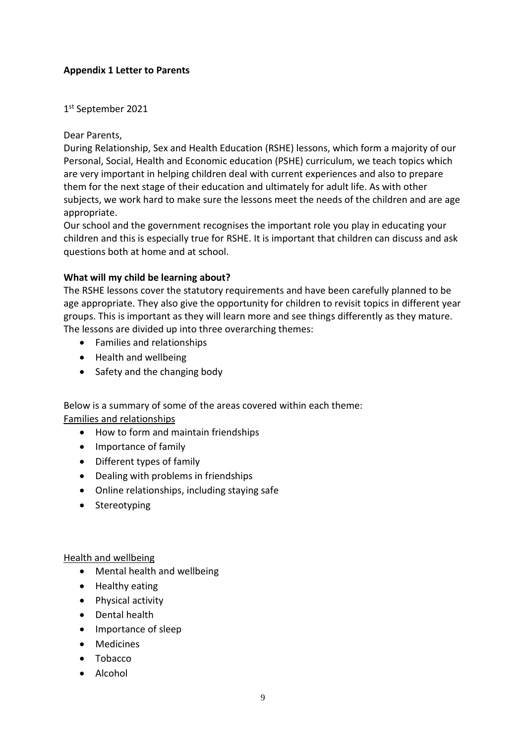**Appendix 1 Letter to Parents**

1st September 2021

Dear Parents,

During Relationship, Sex and Health Education (RSHE) lessons, which form a majority of our Personal, Social, Health and Economic education (PSHE) curriculum, we teach topics which are very important in helping children deal with current experiences and also to prepare them for the next stage of their education and ultimately for adult life. As with other subjects, we work hard to make sure the lessons meet the needs of the children and are age appropriate.

Our school and the government recognises the important role you play in educating your children and this is especially true for RSHE. It is important that children can discuss and ask questions both at home and at school.

**What will my child be learning about?**

The RSHE lessons cover the statutory requirements and have been carefully planned to be age appropriate. They also give the opportunity for children to revisit topics in different year groups. This is important as they will learn more and see things differently as they mature. The lessons are divided up into three overarching themes:

- Families and relationships
- Health and wellbeing
- Safety and the changing body

Below is a summary of some of the areas covered within each theme:

Families and relationships

- How to form and maintain friendships
- Importance of family
- Different types of family
- Dealing with problems in friendships
- Online relationships, including staying safe
- Stereotyping

Health and wellbeing

- Mental health and wellbeing
- Healthy eating
- Physical activity
- Dental health
- Importance of sleep
- Medicines
- Tobacco
- Alcohol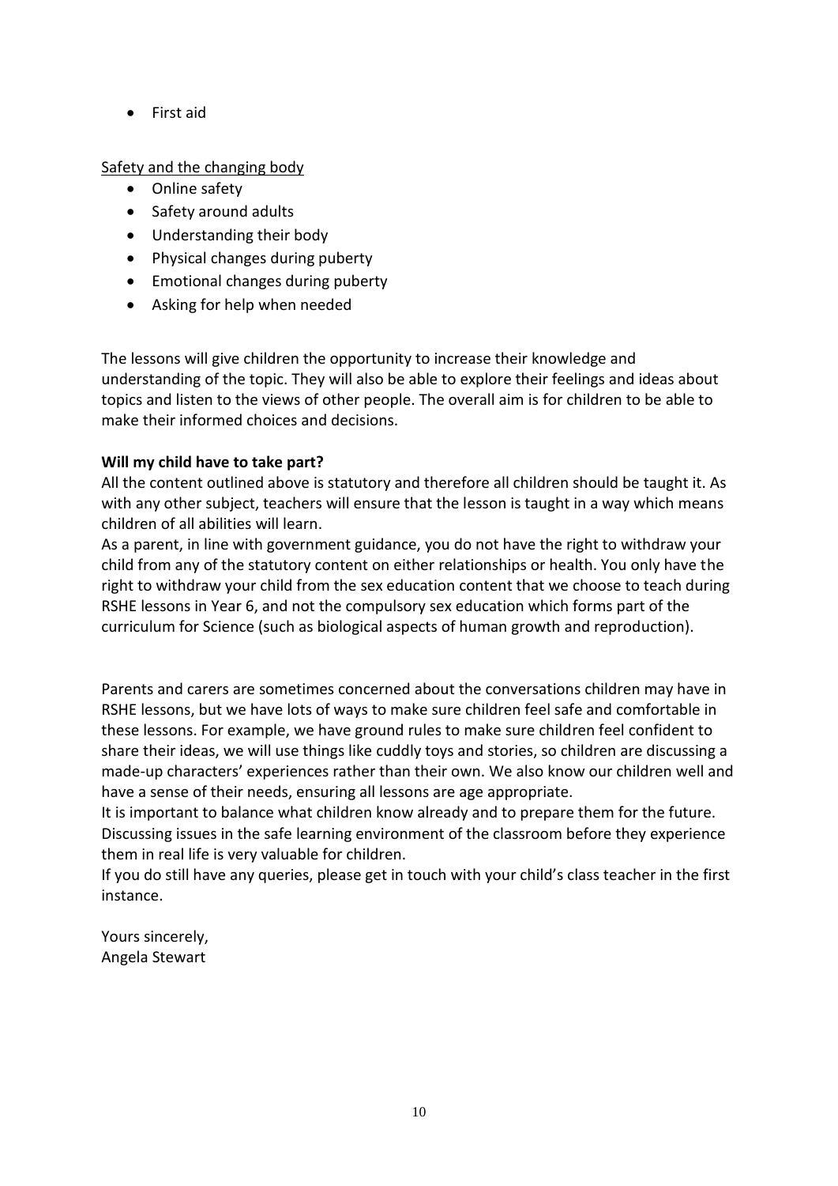- First aid

Safety and the changing body

- Online safety
- Safety around adults
- Understanding their body
- Physical changes during puberty
- Emotional changes during puberty
- Asking for help when needed

The lessons will give children the opportunity to increase their knowledge and understanding of the topic. They will also be able to explore their feelings and ideas about topics and listen to the views of other people. The overall aim is for children to be able to make their informed choices and decisions.

**Will my child have to take part?**

All the content outlined above is statutory and therefore all children should be taught it. As with any other subject, teachers will ensure that the lesson is taught in a way which means children of all abilities will learn.

As a parent, in line with government guidance, you do not have the right to withdraw your child from any of the statutory content on either relationships or health. You only have the right to withdraw your child from the sex education content that we choose to teach during RSHE lessons in Year 6, and not the compulsory sex education which forms part of the curriculum for Science (such as biological aspects of human growth and reproduction).

Parents and carers are sometimes concerned about the conversations children may have in RSHE lessons, but we have lots of ways to make sure children feel safe and comfortable in these lessons. For example, we have ground rules to make sure children feel confident to share their ideas, we will use things like cuddly toys and stories, so children are discussing a made-up characters' experiences rather than their own. We also know our children well and have a sense of their needs, ensuring all lessons are age appropriate.

It is important to balance what children know already and to prepare them for the future. Discussing issues in the safe learning environment of the classroom before they experience them in real life is very valuable for children.

If you do still have any queries, please get in touch with your child's class teacher in the first instance.

Yours sincerely,
Angela Stewart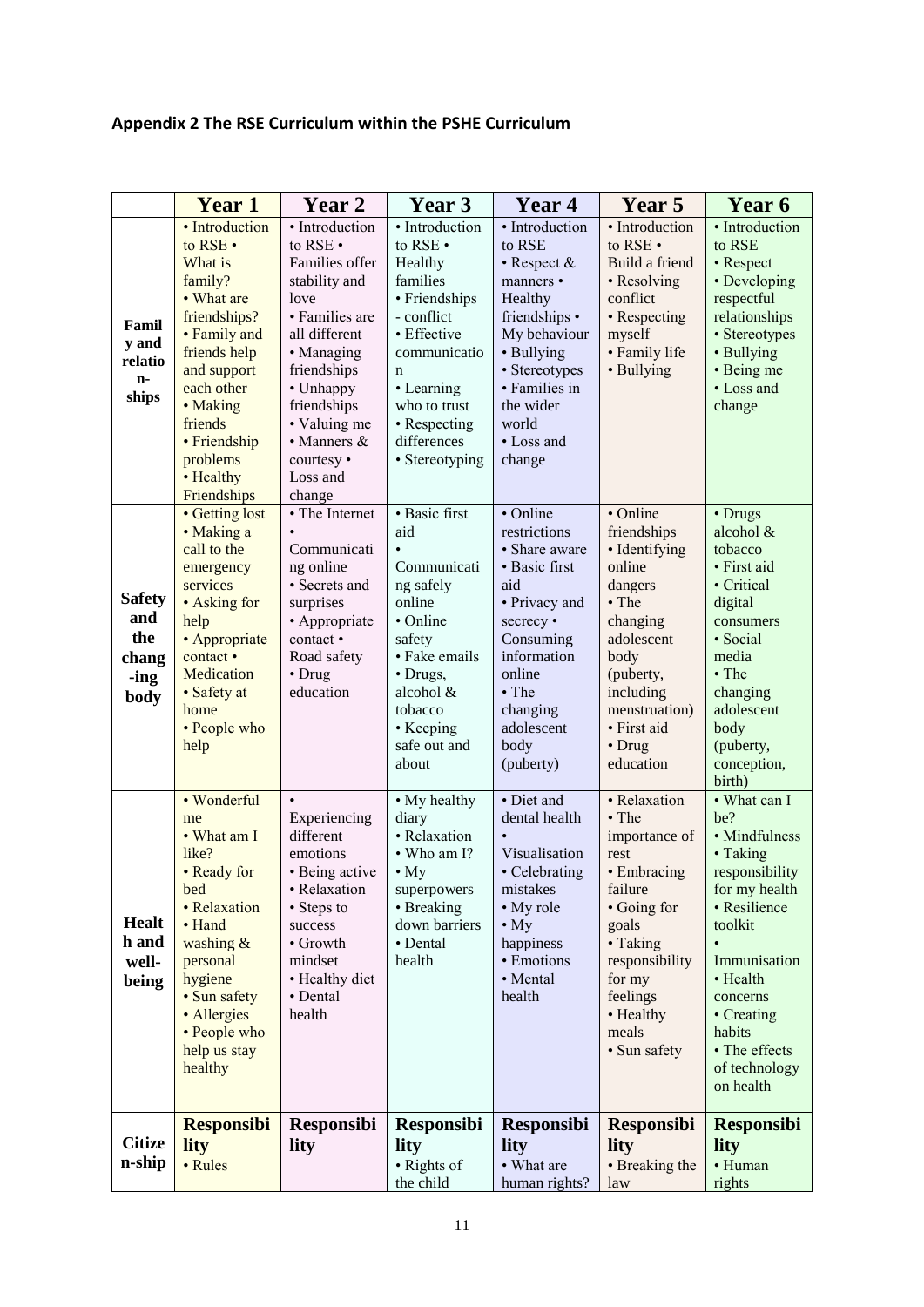## Appendix 2 The RSE Curriculum within the PSHE Curriculum

| | Year 1 | Year 2 | Year 3 | Year 4 | Year 5 | Year 6 |
|---|---|---|---|---|---|---|
| **Family and relation-ships** | • Introduction to RSE • What is family? • What are friendships? • Family and friends help and support each other • Making friends • Friendship problems • Healthy Friendships | • Introduction to RSE • Families offer stability and love • Families are all different • Managing friendships • Unhappy friendships • Valuing me • Manners & courtesy • Loss and change | • Introduction to RSE • Healthy families • Friendships - conflict • Effective communication • Learning who to trust • Respecting differences • Stereotyping | • Introduction to RSE • Respect & manners • Healthy friendships • My behaviour • Bullying • Stereotypes • Families in the wider world • Loss and change | • Introduction to RSE • Build a friend • Resolving conflict • Respecting myself • Family life • Bullying | • Introduction to RSE • Respect • Developing respectful relationships • Stereotypes • Bullying • Being me • Loss and change |
| **Safety and the chang-ing body** | • Getting lost • Making a call to the emergency services • Asking for help • Appropriate contact • Medication • Safety at home • People who help | • The Internet • Communicating online • Secrets and surprises • Appropriate contact • Road safety • Drug education | • Basic first aid • Communicating safely online • Online safety • Fake emails • Drugs, alcohol & tobacco • Keeping safe out and about | • Online restrictions • Share aware • Basic first aid • Privacy and secrecy • Consuming information online • The changing adolescent body (puberty) | • Online friendships • Identifying online dangers • The changing adolescent body (puberty, including menstruation) • First aid • Drug education | • Drugs alcohol & tobacco • First aid • Critical digital consumers • Social media • The changing adolescent body (puberty, conception, birth) |
| **Health and well-being** | • Wonderful me • What am I like? • Ready for bed • Relaxation • Hand washing & personal hygiene • Sun safety • Allergies • People who help us stay healthy | • Experiencing different emotions • Being active • Relaxation • Steps to success • Growth mindset • Healthy diet • Dental health | • My healthy diary • Relaxation • Who am I? • My superpowers • Breaking down barriers • Dental health | • Diet and dental health • Visualisation • Celebrating mistakes • My role • My happiness • Emotions • Mental health | • Relaxation • The importance of rest • Embracing failure • Going for goals • Taking responsibility for my feelings • Healthy meals • Sun safety | • What can I be? • Mindfulness • Taking responsibility for my health • Resilience toolkit • Immunisation • Health concerns • Creating habits • The effects of technology on health |
| **Citizen-ship** | **Responsibility** • Rules | **Responsibility** | **Responsibility** • Rights of the child | **Responsibility** • What are human rights? | **Responsibility** • Breaking the law | **Responsibility** • Human rights |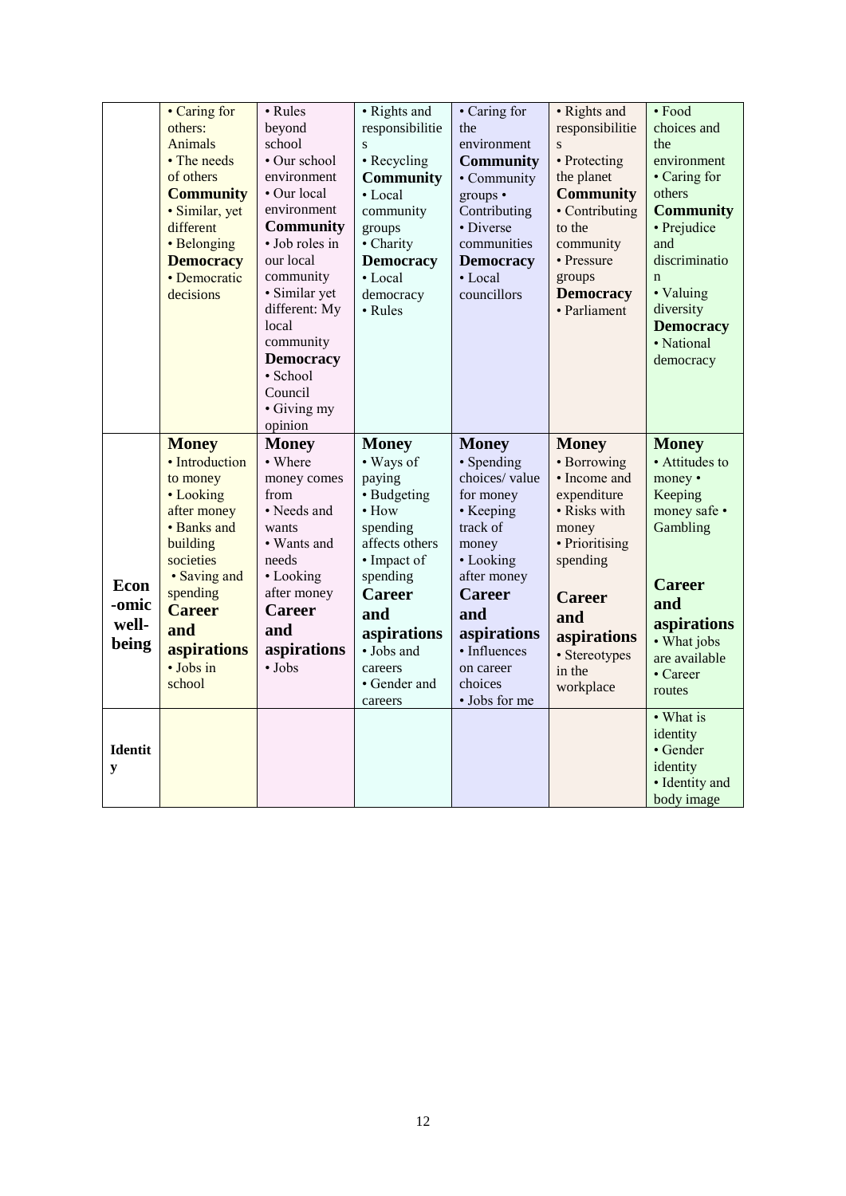| | | | | | | |
|---|---|---|---|---|---|---|
| | • Caring for others: Animals<br>• The needs of others<br>**Community**<br>• Similar, yet different<br>• Belonging<br>**Democracy**<br>• Democratic decisions | • Rules beyond school<br>• Our school environment<br>• Our local environment<br>**Community**<br>• Job roles in our local community<br>• Similar yet different: My local community<br>**Democracy**<br>• School Council<br>• Giving my opinion | • Rights and responsibilities<br>• Recycling<br>**Community**<br>• Local community groups<br>• Charity<br>**Democracy**<br>• Local democracy<br>• Rules | • Caring for the environment<br>**Community**<br>• Community groups • Contributing<br>• Diverse communities<br>**Democracy**<br>• Local councillors | • Rights and responsibilities<br>• Protecting the planet<br>**Community**<br>• Contributing to the community<br>• Pressure groups<br>**Democracy**<br>• Parliament | • Food choices and the environment<br>• Caring for others<br>**Community**<br>• Prejudice and discrimination<br>• Valuing diversity<br>**Democracy**<br>• National democracy |
| **Economic well-being** | **Money**<br>• Introduction to money<br>• Looking after money<br>• Banks and building societies<br>• Saving and spending<br>**Career and aspirations**<br>• Jobs in school | **Money**<br>• Where money comes from<br>• Needs and wants<br>• Wants and needs<br>• Looking after money<br>**Career and aspirations**<br>• Jobs | **Money**<br>• Ways of paying<br>• Budgeting<br>• How spending affects others<br>• Impact of spending<br>**Career and aspirations**<br>• Jobs and careers<br>• Gender and careers | **Money**<br>• Spending choices/ value for money<br>• Keeping track of money<br>• Looking after money<br>**Career and aspirations**<br>• Influences on career choices<br>• Jobs for me | **Money**<br>• Borrowing<br>• Income and expenditure<br>• Risks with money<br>• Prioritising spending<br>**Career and aspirations**<br>• Stereotypes in the workplace | **Money**<br>• Attitudes to money • Keeping money safe • Gambling<br>**Career and aspirations**<br>• What jobs are available<br>• Career routes |
| **Identity** | | | | | | • What is identity<br>• Gender identity<br>• Identity and body image |